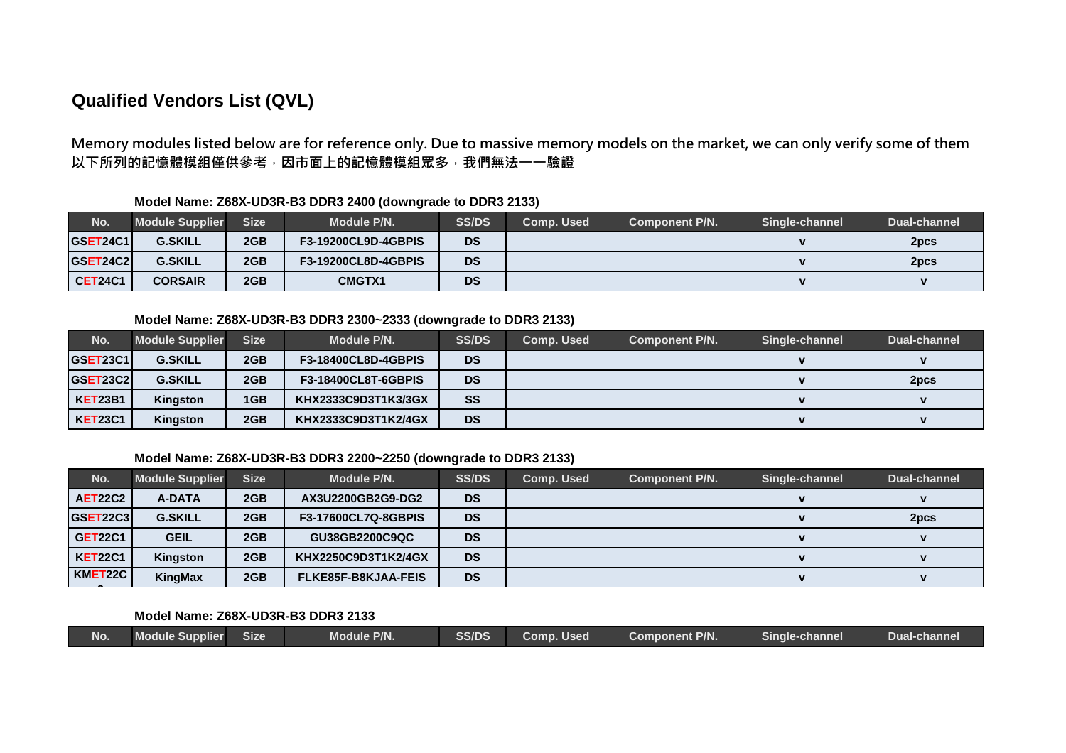# Qualified Vendors List (QVL)

**Memory modules listed below are for reference only. Due to massive memory models on the market, we can only verify some of them**
**以下所列的記憶體模組僅供參考，因市面上的記憶體模組眾多，我們無法一一驗證**

### Model Name: Z68X-UD3R-B3 DDR3 2400 (downgrade to DDR3 2133)

| No. | Module Supplier | Size | Module P/N. | SS/DS | Comp. Used | Component P/N. | Single-channel | Dual-channel |
|---|---|---|---|---|---|---|---|---|
| GSET24C1 | G.SKILL | 2GB | F3-19200CL9D-4GBPIS | DS | | | v | 2pcs |
| GSET24C2 | G.SKILL | 2GB | F3-19200CL8D-4GBPIS | DS | | | v | 2pcs |
| CET24C1 | CORSAIR | 2GB | CMGTX1 | DS | | | v | v |

### Model Name: Z68X-UD3R-B3 DDR3 2300~2333 (downgrade to DDR3 2133)

| No. | Module Supplier | Size | Module P/N. | SS/DS | Comp. Used | Component P/N. | Single-channel | Dual-channel |
|---|---|---|---|---|---|---|---|---|
| GSET23C1 | G.SKILL | 2GB | F3-18400CL8D-4GBPIS | DS | | | v | v |
| GSET23C2 | G.SKILL | 2GB | F3-18400CL8T-6GBPIS | DS | | | v | 2pcs |
| KET23B1 | Kingston | 1GB | KHX2333C9D3T1K3/3GX | SS | | | v | v |
| KET23C1 | Kingston | 2GB | KHX2333C9D3T1K2/4GX | DS | | | v | v |

### Model Name: Z68X-UD3R-B3 DDR3 2200~2250 (downgrade to DDR3 2133)

| No. | Module Supplier | Size | Module P/N. | SS/DS | Comp. Used | Component P/N. | Single-channel | Dual-channel |
|---|---|---|---|---|---|---|---|---|
| AET22C2 | A-DATA | 2GB | AX3U2200GB2G9-DG2 | DS | | | v | v |
| GSET22C3 | G.SKILL | 2GB | F3-17600CL7Q-8GBPIS | DS | | | v | 2pcs |
| GET22C1 | GEIL | 2GB | GU38GB2200C9QC | DS | | | v | v |
| KET22C1 | Kingston | 2GB | KHX2250C9D3T1K2/4GX | DS | | | v | v |
| KMET22C | KingMax | 2GB | FLKE85F-B8KJAA-FEIS | DS | | | v | v |

### Model Name: Z68X-UD3R-B3 DDR3 2133

| No. | Module Supplier | Size | Module P/N. | SS/DS | Comp. Used | Component P/N. | Single-channel | Dual-channel |
|---|---|---|---|---|---|---|---|---|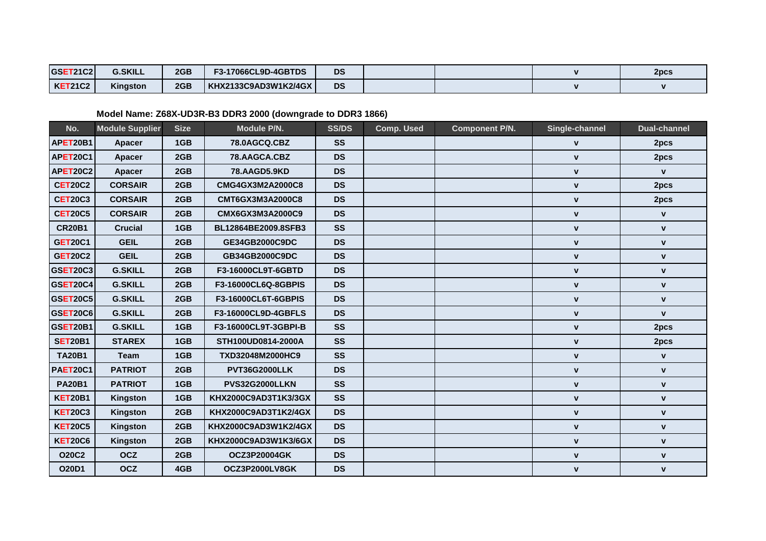| No. | Module Supplier | Size | Module P/N. | SS/DS | Comp. Used | Component P/N. | Single-channel | Dual-channel |
|---|---|---|---|---|---|---|---|---|
| GSET21C2 | G.SKILL | 2GB | F3-17066CL9D-4GBTDS | DS | | | v | 2pcs |
| KET21C2 | Kingston | 2GB | KHX2133C9AD3W1K2/4GX | DS | | | v | v |

**Model Name: Z68X-UD3R-B3 DDR3 2000 (downgrade to DDR3 1866)**

| No. | Module Supplier | Size | Module P/N. | SS/DS | Comp. Used | Component P/N. | Single-channel | Dual-channel |
|---|---|---|---|---|---|---|---|---|
| APET20B1 | Apacer | 1GB | 78.0AGCQ.CBZ | SS | | | v | 2pcs |
| APET20C1 | Apacer | 2GB | 78.AAGCA.CBZ | DS | | | v | 2pcs |
| APET20C2 | Apacer | 2GB | 78.AAGD5.9KD | DS | | | v | v |
| CET20C2 | CORSAIR | 2GB | CMG4GX3M2A2000C8 | DS | | | v | 2pcs |
| CET20C3 | CORSAIR | 2GB | CMT6GX3M3A2000C8 | DS | | | v | 2pcs |
| CET20C5 | CORSAIR | 2GB | CMX6GX3M3A2000C9 | DS | | | v | v |
| CR20B1 | Crucial | 1GB | BL12864BE2009.8SFB3 | SS | | | v | v |
| GET20C1 | GEIL | 2GB | GE34GB2000C9DC | DS | | | v | v |
| GET20C2 | GEIL | 2GB | GB34GB2000C9DC | DS | | | v | v |
| GSET20C3 | G.SKILL | 2GB | F3-16000CL9T-6GBTD | DS | | | v | v |
| GSET20C4 | G.SKILL | 2GB | F3-16000CL6Q-8GBPIS | DS | | | v | v |
| GSET20C5 | G.SKILL | 2GB | F3-16000CL6T-6GBPIS | DS | | | v | v |
| GSET20C6 | G.SKILL | 2GB | F3-16000CL9D-4GBFLS | DS | | | v | v |
| GSET20B1 | G.SKILL | 1GB | F3-16000CL9T-3GBPI-B | SS | | | v | 2pcs |
| SET20B1 | STAREX | 1GB | STH100UD0814-2000A | SS | | | v | 2pcs |
| TA20B1 | Team | 1GB | TXD32048M2000HC9 | SS | | | v | v |
| PAET20C1 | PATRIOT | 2GB | PVT36G2000LLK | DS | | | v | v |
| PA20B1 | PATRIOT | 1GB | PVS32G2000LLKN | SS | | | v | v |
| KET20B1 | Kingston | 1GB | KHX2000C9AD3T1K3/3GX | SS | | | v | v |
| KET20C3 | Kingston | 2GB | KHX2000C9AD3T1K2/4GX | DS | | | v | v |
| KET20C5 | Kingston | 2GB | KHX2000C9AD3W1K2/4GX | DS | | | v | v |
| KET20C6 | Kingston | 2GB | KHX2000C9AD3W1K3/6GX | DS | | | v | v |
| O20C2 | OCZ | 2GB | OCZ3P20004GK | DS | | | v | v |
| O20D1 | OCZ | 4GB | OCZ3P2000LV8GK | DS | | | v | v |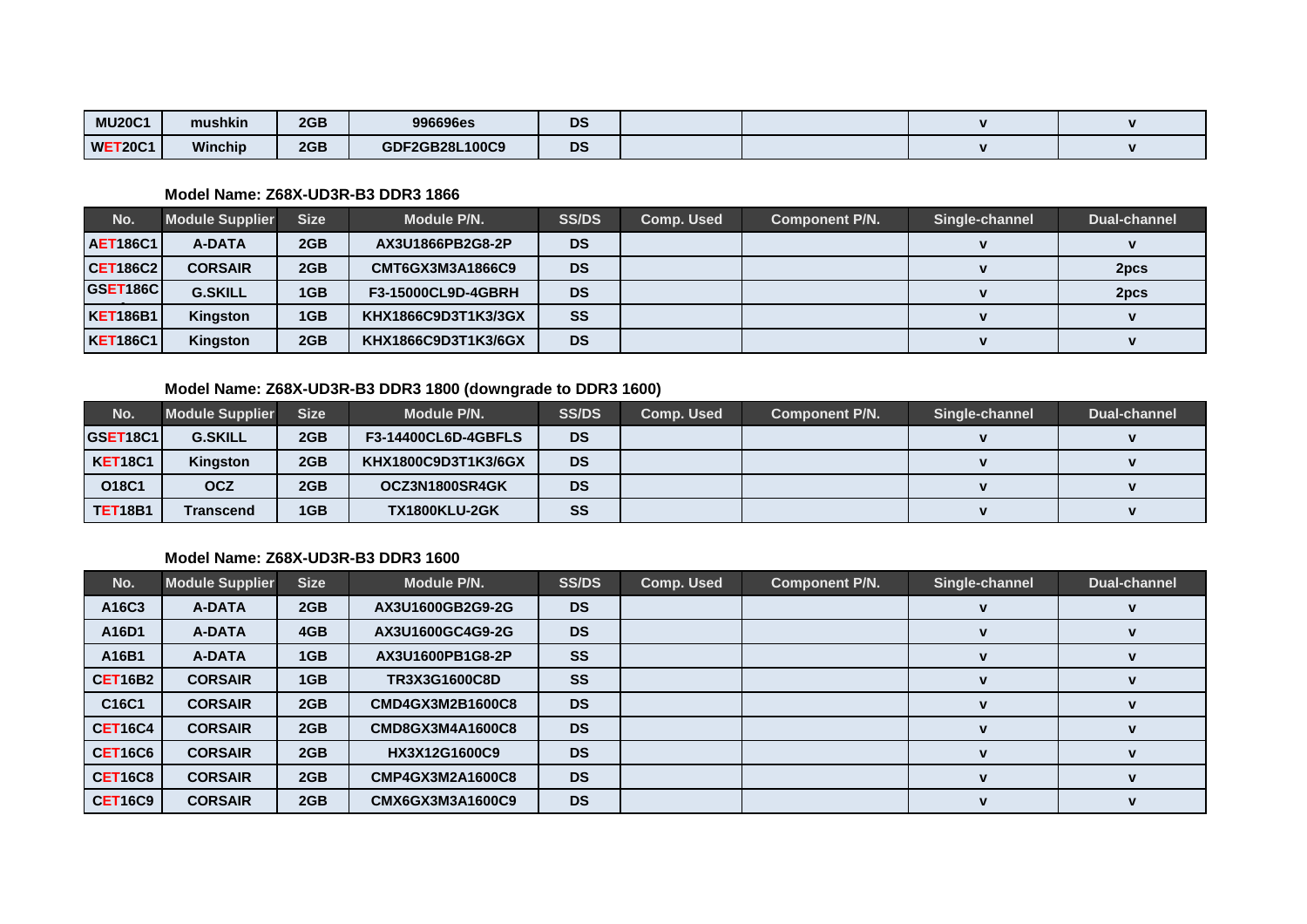| MU20C1 | mushkin | 2GB | 996696es | DS | | | v | v |
|---|---|---|---|---|---|---|---|---|
| WET20C1 | Winchip | 2GB | GDF2GB28L100C9 | DS | | | v | v |

**Model Name: Z68X-UD3R-B3 DDR3 1866**

| No. | Module Supplier | Size | Module P/N. | SS/DS | Comp. Used | Component P/N. | Single-channel | Dual-channel |
|---|---|---|---|---|---|---|---|---|
| AET186C1 | A-DATA | 2GB | AX3U1866PB2G8-2P | DS | | | v | v |
| CET186C2 | CORSAIR | 2GB | CMT6GX3M3A1866C9 | DS | | | v | 2pcs |
| GSET186C | G.SKILL | 1GB | F3-15000CL9D-4GBRH | DS | | | v | 2pcs |
| KET186B1 | Kingston | 1GB | KHX1866C9D3T1K3/3GX | SS | | | v | v |
| KET186C1 | Kingston | 2GB | KHX1866C9D3T1K3/6GX | DS | | | v | v |

**Model Name: Z68X-UD3R-B3 DDR3 1800 (downgrade to DDR3 1600)**

| No. | Module Supplier | Size | Module P/N. | SS/DS | Comp. Used | Component P/N. | Single-channel | Dual-channel |
|---|---|---|---|---|---|---|---|---|
| GSET18C1 | G.SKILL | 2GB | F3-14400CL6D-4GBFLS | DS | | | v | v |
| KET18C1 | Kingston | 2GB | KHX1800C9D3T1K3/6GX | DS | | | v | v |
| O18C1 | OCZ | 2GB | OCZ3N1800SR4GK | DS | | | v | v |
| TET18B1 | Transcend | 1GB | TX1800KLU-2GK | SS | | | v | v |

**Model Name: Z68X-UD3R-B3 DDR3 1600**

| No. | Module Supplier | Size | Module P/N. | SS/DS | Comp. Used | Component P/N. | Single-channel | Dual-channel |
|---|---|---|---|---|---|---|---|---|
| A16C3 | A-DATA | 2GB | AX3U1600GB2G9-2G | DS | | | v | v |
| A16D1 | A-DATA | 4GB | AX3U1600GC4G9-2G | DS | | | v | v |
| A16B1 | A-DATA | 1GB | AX3U1600PB1G8-2P | SS | | | v | v |
| CET16B2 | CORSAIR | 1GB | TR3X3G1600C8D | SS | | | v | v |
| C16C1 | CORSAIR | 2GB | CMD4GX3M2B1600C8 | DS | | | v | v |
| CET16C4 | CORSAIR | 2GB | CMD8GX3M4A1600C8 | DS | | | v | v |
| CET16C6 | CORSAIR | 2GB | HX3X12G1600C9 | DS | | | v | v |
| CET16C8 | CORSAIR | 2GB | CMP4GX3M2A1600C8 | DS | | | v | v |
| CET16C9 | CORSAIR | 2GB | CMX6GX3M3A1600C9 | DS | | | v | v |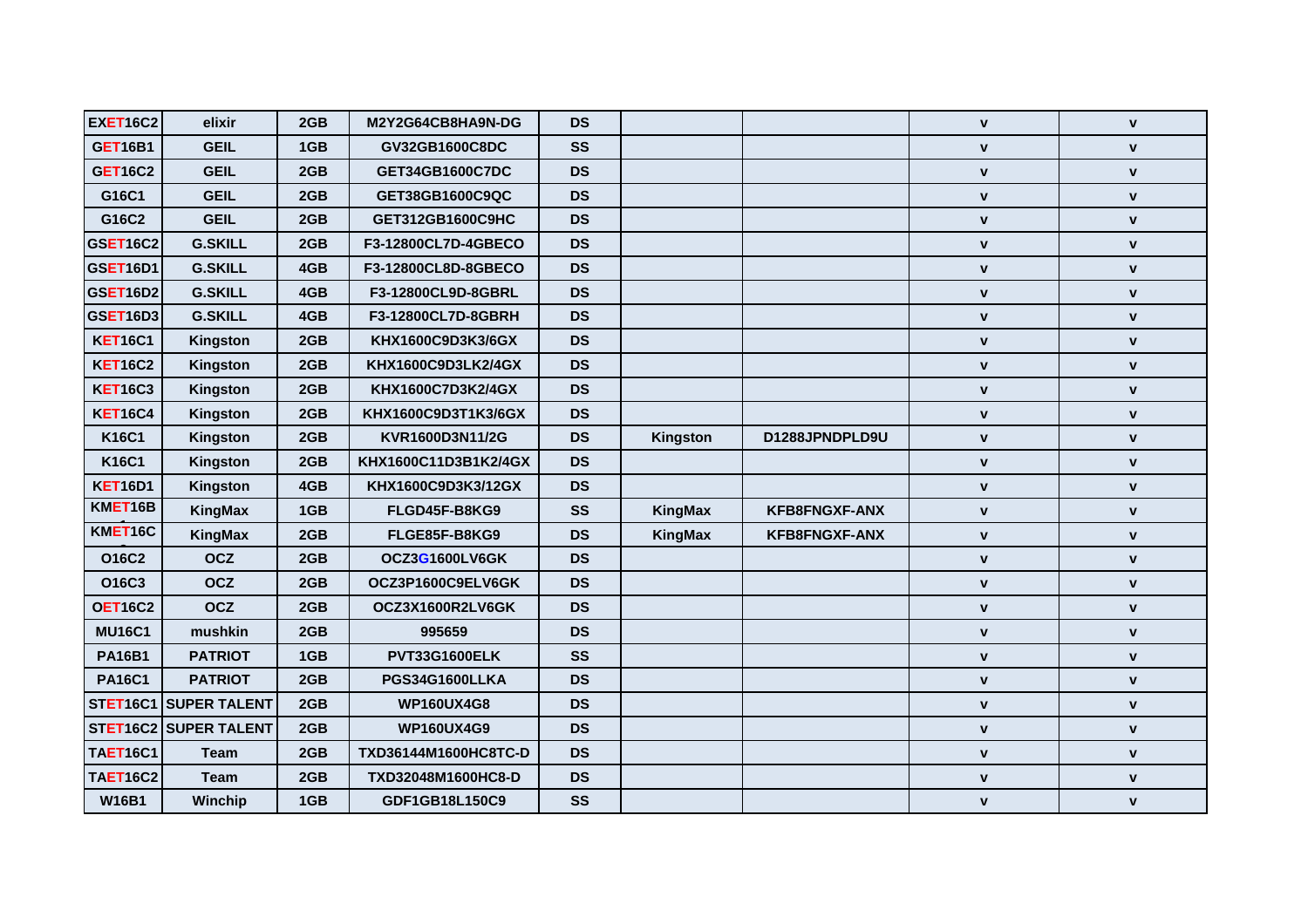| | | | | | | | | |
|---|---|---|---|---|---|---|---|---|
| EXET16C2 | elixir | 2GB | M2Y2G64CB8HA9N-DG | DS | | | v | v |
| GET16B1 | GEIL | 1GB | GV32GB1600C8DC | SS | | | v | v |
| GET16C2 | GEIL | 2GB | GET34GB1600C7DC | DS | | | v | v |
| G16C1 | GEIL | 2GB | GET38GB1600C9QC | DS | | | v | v |
| G16C2 | GEIL | 2GB | GET312GB1600C9HC | DS | | | v | v |
| GSET16C2 | G.SKILL | 2GB | F3-12800CL7D-4GBECO | DS | | | v | v |
| GSET16D1 | G.SKILL | 4GB | F3-12800CL8D-8GBECO | DS | | | v | v |
| GSET16D2 | G.SKILL | 4GB | F3-12800CL9D-8GBRL | DS | | | v | v |
| GSET16D3 | G.SKILL | 4GB | F3-12800CL7D-8GBRH | DS | | | v | v |
| KET16C1 | Kingston | 2GB | KHX1600C9D3K3/6GX | DS | | | v | v |
| KET16C2 | Kingston | 2GB | KHX1600C9D3LK2/4GX | DS | | | v | v |
| KET16C3 | Kingston | 2GB | KHX1600C7D3K2/4GX | DS | | | v | v |
| KET16C4 | Kingston | 2GB | KHX1600C9D3T1K3/6GX | DS | | | v | v |
| K16C1 | Kingston | 2GB | KVR1600D3N11/2G | DS | Kingston | D1288JPNDPLD9U | v | v |
| K16C1 | Kingston | 2GB | KHX1600C11D3B1K2/4GX | DS | | | v | v |
| KET16D1 | Kingston | 4GB | KHX1600C9D3K3/12GX | DS | | | v | v |
| KMET16B1 | KingMax | 1GB | FLGD45F-B8KG9 | SS | KingMax | KFB8FNGXF-ANX | v | v |
| KMET16C | KingMax | 2GB | FLGE85F-B8KG9 | DS | KingMax | KFB8FNGXF-ANX | v | v |
| O16C2 | OCZ | 2GB | OCZ3G1600LV6GK | DS | | | v | v |
| O16C3 | OCZ | 2GB | OCZ3P1600C9ELV6GK | DS | | | v | v |
| OET16C2 | OCZ | 2GB | OCZ3X1600R2LV6GK | DS | | | v | v |
| MU16C1 | mushkin | 2GB | 995659 | DS | | | v | v |
| PA16B1 | PATRIOT | 1GB | PVT33G1600ELK | SS | | | v | v |
| PA16C1 | PATRIOT | 2GB | PGS34G1600LLKA | DS | | | v | v |
| STET16C1 | SUPER TALENT | 2GB | WP160UX4G8 | DS | | | v | v |
| STET16C2 | SUPER TALENT | 2GB | WP160UX4G9 | DS | | | v | v |
| TAET16C1 | Team | 2GB | TXD36144M1600HC8TC-D | DS | | | v | v |
| TAET16C2 | Team | 2GB | TXD32048M1600HC8-D | DS | | | v | v |
| W16B1 | Winchip | 1GB | GDF1GB18L150C9 | SS | | | v | v |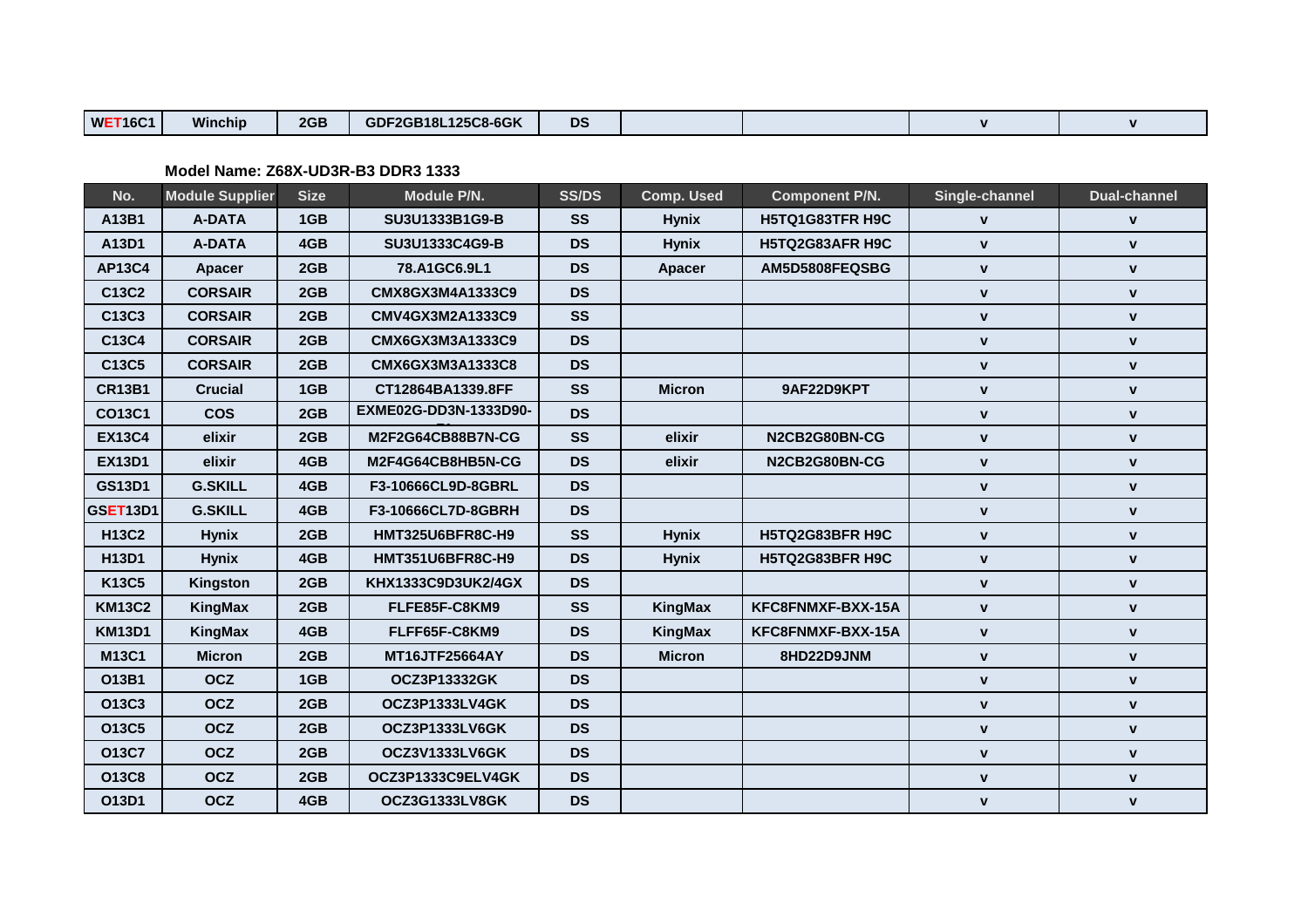| WET16C1 | Winchip | 2GB | GDF2GB18L125C8-6GK | DS | | | v | v |
|---|---|---|---|---|---|---|---|---|

**Model Name: Z68X-UD3R-B3 DDR3 1333**

| No. | Module Supplier | Size | Module P/N. | SS/DS | Comp. Used | Component P/N. | Single-channel | Dual-channel |
|---|---|---|---|---|---|---|---|---|
| A13B1 | A-DATA | 1GB | SU3U1333B1G9-B | SS | Hynix | H5TQ1G83TFR H9C | v | v |
| A13D1 | A-DATA | 4GB | SU3U1333C4G9-B | DS | Hynix | H5TQ2G83AFR H9C | v | v |
| AP13C4 | Apacer | 2GB | 78.A1GC6.9L1 | DS | Apacer | AM5D5808FEQSBG | v | v |
| C13C2 | CORSAIR | 2GB | CMX8GX3M4A1333C9 | DS | | | v | v |
| C13C3 | CORSAIR | 2GB | CMV4GX3M2A1333C9 | SS | | | v | v |
| C13C4 | CORSAIR | 2GB | CMX6GX3M3A1333C9 | DS | | | v | v |
| C13C5 | CORSAIR | 2GB | CMX6GX3M3A1333C8 | DS | | | v | v |
| CR13B1 | Crucial | 1GB | CT12864BA1339.8FF | SS | Micron | 9AF22D9KPT | v | v |
| CO13C1 | COS | 2GB | EXME02G-DD3N-1333D90-T1 | DS | | | v | v |
| EX13C4 | elixir | 2GB | M2F2G64CB88B7N-CG | SS | elixir | N2CB2G80BN-CG | v | v |
| EX13D1 | elixir | 4GB | M2F4G64CB8HB5N-CG | DS | elixir | N2CB2G80BN-CG | v | v |
| GS13D1 | G.SKILL | 4GB | F3-10666CL9D-8GBRL | DS | | | v | v |
| GSET13D1 | G.SKILL | 4GB | F3-10666CL7D-8GBRH | DS | | | v | v |
| H13C2 | Hynix | 2GB | HMT325U6BFR8C-H9 | SS | Hynix | H5TQ2G83BFR H9C | v | v |
| H13D1 | Hynix | 4GB | HMT351U6BFR8C-H9 | DS | Hynix | H5TQ2G83BFR H9C | v | v |
| K13C5 | Kingston | 2GB | KHX1333C9D3UK2/4GX | DS | | | v | v |
| KM13C2 | KingMax | 2GB | FLFE85F-C8KM9 | SS | KingMax | KFC8FNMXF-BXX-15A | v | v |
| KM13D1 | KingMax | 4GB | FLFF65F-C8KM9 | DS | KingMax | KFC8FNMXF-BXX-15A | v | v |
| M13C1 | Micron | 2GB | MT16JTF25664AY | DS | Micron | 8HD22D9JNM | v | v |
| O13B1 | OCZ | 1GB | OCZ3P13332GK | DS | | | v | v |
| O13C3 | OCZ | 2GB | OCZ3P1333LV4GK | DS | | | v | v |
| O13C5 | OCZ | 2GB | OCZ3P1333LV6GK | DS | | | v | v |
| O13C7 | OCZ | 2GB | OCZ3V1333LV6GK | DS | | | v | v |
| O13C8 | OCZ | 2GB | OCZ3P1333C9ELV4GK | DS | | | v | v |
| O13D1 | OCZ | 4GB | OCZ3G1333LV8GK | DS | | | v | v |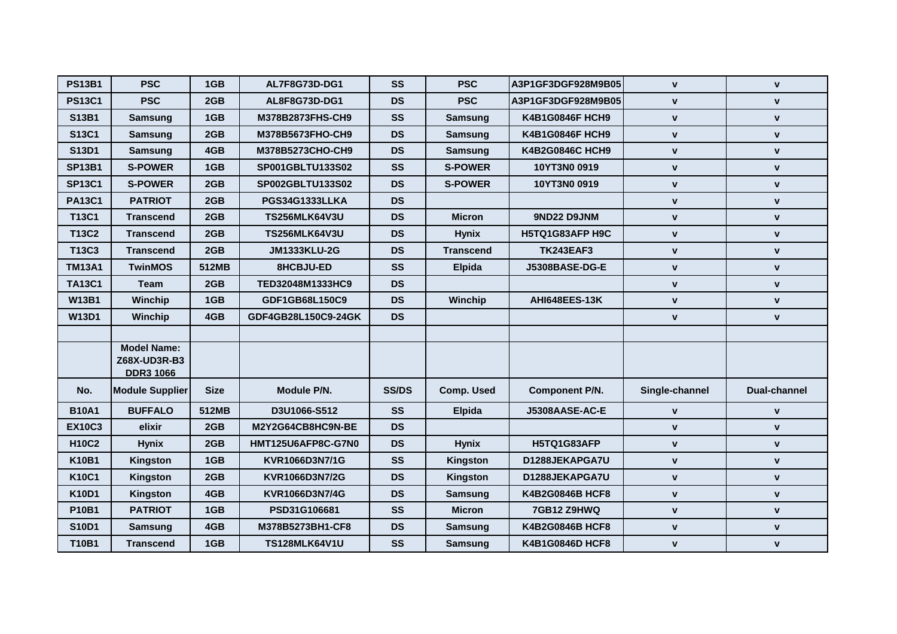| PS13B1 | PSC | 1GB | AL7F8G73D-DG1 | SS | PSC | A3P1GF3DGF928M9B05 | v | v |
|---|---|---|---|---|---|---|---|---|
| PS13C1 | PSC | 2GB | AL8F8G73D-DG1 | DS | PSC | A3P1GF3DGF928M9B05 | v | v |
| S13B1 | Samsung | 1GB | M378B2873FHS-CH9 | SS | Samsung | K4B1G0846F HCH9 | v | v |
| S13C1 | Samsung | 2GB | M378B5673FHO-CH9 | DS | Samsung | K4B1G0846F HCH9 | v | v |
| S13D1 | Samsung | 4GB | M378B5273CHO-CH9 | DS | Samsung | K4B2G0846C HCH9 | v | v |
| SP13B1 | S-POWER | 1GB | SP001GBLTU133S02 | SS | S-POWER | 10YT3N0 0919 | v | v |
| SP13C1 | S-POWER | 2GB | SP002GBLTU133S02 | DS | S-POWER | 10YT3N0 0919 | v | v |
| PA13C1 | PATRIOT | 2GB | PGS34G1333LLKA | DS | | | v | v |
| T13C1 | Transcend | 2GB | TS256MLK64V3U | DS | Micron | 9ND22 D9JNM | v | v |
| T13C2 | Transcend | 2GB | TS256MLK64V3U | DS | Hynix | H5TQ1G83AFP H9C | v | v |
| T13C3 | Transcend | 2GB | JM1333KLU-2G | DS | Transcend | TK243EAF3 | v | v |
| TM13A1 | TwinMOS | 512MB | 8HCBJU-ED | SS | Elpida | J5308BASE-DG-E | v | v |
| TA13C1 | Team | 2GB | TED32048M1333HC9 | DS | | | v | v |
| W13B1 | Winchip | 1GB | GDF1GB68L150C9 | DS | Winchip | AHI648EES-13K | v | v |
| W13D1 | Winchip | 4GB | GDF4GB28L150C9-24GK | DS | | | v | v |
| | | | | | | | | |
| | **Model Name: Z68X-UD3R-B3 DDR3 1066** | | | | | | | |
| **No.** | **Module Supplier** | **Size** | **Module P/N.** | **SS/DS** | **Comp. Used** | **Component P/N.** | **Single-channel** | **Dual-channel** |
| B10A1 | BUFFALO | 512MB | D3U1066-S512 | SS | Elpida | J5308AASE-AC-E | v | v |
| EX10C3 | elixir | 2GB | M2Y2G64CB8HC9N-BE | DS | | | v | v |
| H10C2 | Hynix | 2GB | HMT125U6AFP8C-G7N0 | DS | Hynix | H5TQ1G83AFP | v | v |
| K10B1 | Kingston | 1GB | KVR1066D3N7/1G | SS | Kingston | D1288JEKAPGA7U | v | v |
| K10C1 | Kingston | 2GB | KVR1066D3N7/2G | DS | Kingston | D1288JEKAPGA7U | v | v |
| K10D1 | Kingston | 4GB | KVR1066D3N7/4G | DS | Samsung | K4B2G0846B HCF8 | v | v |
| P10B1 | PATRIOT | 1GB | PSD31G106681 | SS | Micron | 7GB12 Z9HWQ | v | v |
| S10D1 | Samsung | 4GB | M378B5273BH1-CF8 | DS | Samsung | K4B2G0846B HCF8 | v | v |
| T10B1 | Transcend | 1GB | TS128MLK64V1U | SS | Samsung | K4B1G0846D HCF8 | v | v |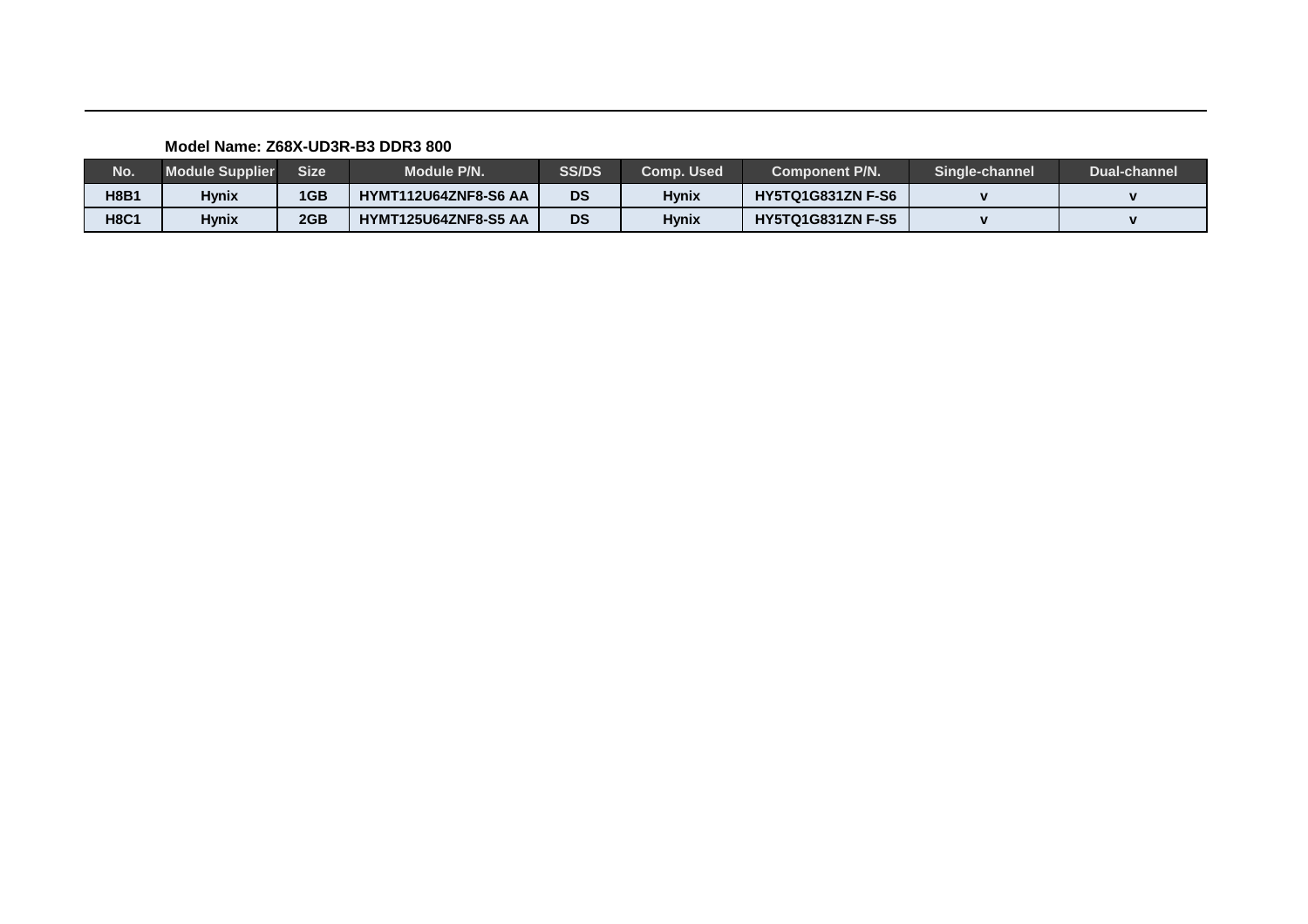**Model Name: Z68X-UD3R-B3 DDR3 800**

| No. | Module Supplier | Size | Module P/N. | SS/DS | Comp. Used | Component P/N. | Single-channel | Dual-channel |
|---|---|---|---|---|---|---|---|---|
| H8B1 | Hynix | 1GB | HYMT112U64ZNF8-S6 AA | DS | Hynix | HY5TQ1G831ZN F-S6 | v | v |
| H8C1 | Hynix | 2GB | HYMT125U64ZNF8-S5 AA | DS | Hynix | HY5TQ1G831ZN F-S5 | v | v |